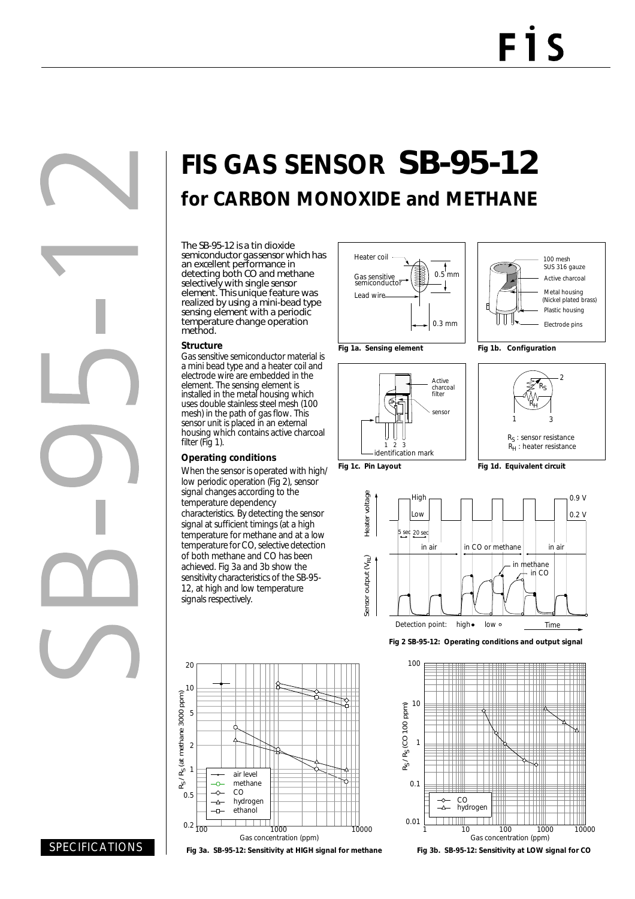# FIS GAS SENSOR SB-95-12

## for CARBON MONOXIDE and METHANE

The SB-95-12 is a tin dioxide semiconductor gas sensor which has an excellent performance in detecting both CO and methane selectively with single sensor element. This unique feature was realized by using a mini-bead type sensing element with a periodic temperature change operation method.

### Structure

Gas sensitive semiconductor material is a mini bead type and a heater coil and electrode wire are embedded in the element. The sensing element is installed in the metal housing which uses double stainless steel mesh (100 mesh) in the path of gas flow. This sensor unit is placed in an external housing which contains active charcoal filter (Fig 1).

### Operating conditions

When the sensor is operated with high/low periodic operation (Fig 2), sensor signal changes according to the temperature dependency characteristics. By detecting the sensor signal at sufficient timings (at a high temperature for methane and at a low temperature for CO, selective detection of both methane and CO has been achieved. Fig 3a and 3b show the sensitivity characteristics of the SB-95-12, at high and low temperature signals respectively.

Fig 1a. Sensing element

Fig 1b. Configuration

Fig 1c. Pin Layout

Fig 1d. Equivalent circuit

$R_S$ : sensor resistance
$R_H$ : heater resistance

Fig 2 SB-95-12: Operating conditions and output signal

Fig 3a. SB-95-12: Sensitivity at HIGH signal for methane

Fig 3b. SB-95-12: Sensitivity at LOW signal for CO

SPECIFICATIONS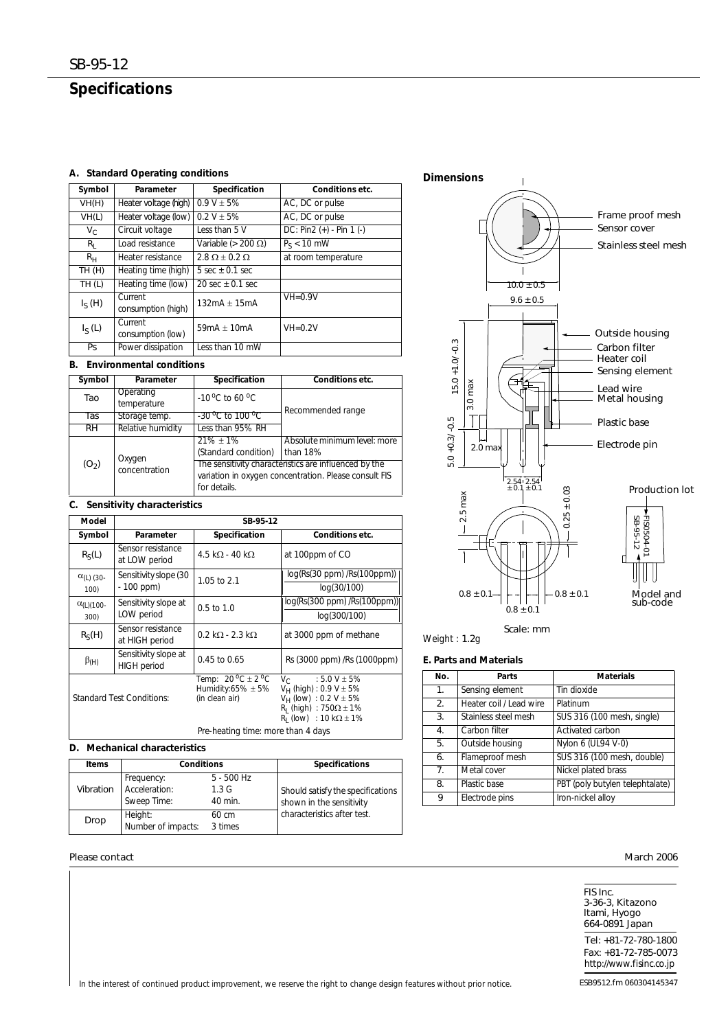# SB-95-12

## Specifications

### A. Standard Operating conditions

| Symbol | Parameter | Specification | Conditions etc. |
|---|---|---|---|
| VH(H) | Heater voltage (high) | 0.9 V ± 5% | AC, DC or pulse |
| VH(L) | Heater voltage (low) | 0.2 V ± 5% | AC, DC or pulse |
| $V_C$ | Circuit voltage | Less than 5 V | DC: Pin2 (+) - Pin 1 (-) |
| $R_L$ | Load resistance | Variable (> 200 Ω) | $P_S$ < 10 mW |
| $R_H$ | Heater resistance | 2.8 Ω ± 0.2 Ω | at room temperature |
| TH (H) | Heating time (high) | 5 sec ± 0.1 sec | |
| TH (L) | Heating time (low) | 20 sec ± 0.1 sec | |
| $I_S$ (H) | Current consumption (high) | 132mA ± 15mA | VH=0.9V |
| $I_S$ (L) | Current consumption (low) | 59mA ± 10mA | VH=0.2V |
| Ps | Power dissipation | Less than 10 mW | |

### B. Environmental conditions

| Symbol | Parameter | Specification | Conditions etc. |
|---|---|---|---|
| Tao | Operating temperature | -10 °C to 60 °C | Recommended range |
| Tas | Storage temp. | -30 °C to 100 °C | |
| RH | Relative humidity | Less than 95% RH | |
| ($O_2$) | Oxygen concentration | 21% ± 1% (Standard condition) | Absolute minimum level: more than 18% |
| | | The sensitivity characteristics are influenced by the variation in oxygen concentration. Please consult FIS for details. | |

### C. Sensitivity characteristics

| Model | SB-95-12 | | |
|---|---|---|---|
| Symbol | Parameter | Specification | Conditions etc. |
| $R_S$(L) | Sensor resistance at LOW period | 4.5 kΩ - 40 kΩ | at 100ppm of CO |
| $\alpha_{(L)(30-100)}$ | Sensitivity slope (30 - 100 ppm) | 1.05 to 2.1 | log(Rs(30 ppm) /Rs(100ppm)) / log(30/100) |
| $\alpha_{(L)(100-300)}$ | Sensitivity slope at LOW period | 0.5 to 1.0 | log(Rs(300 ppm) /Rs(100ppm)) / log(300/100) |
| $R_S$(H) | Sensor resistance at HIGH period | 0.2 kΩ - 2.3 kΩ | at 3000 ppm of methane |
| $\beta_{(H)}$ | Sensitivity slope at HIGH period | 0.45 to 0.65 | Rs (3000 ppm) /Rs (1000ppm) |
| Standard Test Conditions: | | Temp: 20 °C ± 2 °C Humidity:65% ± 5% (in clean air) | $V_C$ : 5.0 V ± 5%; $V_H$ (high) : 0.9 V ± 5%; $V_H$ (low) : 0.2 V ± 5%; $R_L$ (high) : 750Ω ± 1%; $R_L$ (low) : 10 kΩ ± 1% |
| | | Pre-heating time: more than 4 days | |

### D. Mechanical characteristics

| Items | Conditions | | Specifications |
|---|---|---|---|
| Vibration | Frequency: / Acceleration: / Sweep Time: | 5 - 500 Hz / 1.3 G / 40 min. | Should satisfy the specifications shown in the sensitivity characteristics after test. |
| Drop | Height: / Number of impacts: | 60 cm / 3 times | |

### Dimensions

Frame proof mesh
Sensor cover
Stainless steel mesh
10.0 ± 0.5
9.6 ± 0.5
Outside housing
Carbon filter
Heater coil
Sensing element
Lead wire
Metal housing
Plastic base
Electrode pin
15.0 +1.0/ -0.3
3.0 max
5.0 +0.3/ -0.5
2.0 max
2.54 ± 0.1
2.54 ± 0.1
2.5 max
0.25 ± 0.03
0.8 ± 0.1
0.8 ± 0.1
0.8 ± 0.1
Production lot
FIS0504-01
SB-95-12
Model and sub-code
Scale: mm

Weight : 1.2g

### E. Parts and Materials

| No. | Parts | Materials |
|---|---|---|
| 1. | Sensing element | Tin dioxide |
| 2. | Heater coil / Lead wire | Platinum |
| 3. | Stainless steel mesh | SUS 316 (100 mesh, single) |
| 4. | Carbon filter | Activated carbon |
| 5. | Outside housing | Nylon 6 (UL94 V-0) |
| 6. | Flameproof mesh | SUS 316 (100 mesh, double) |
| 7. | Metal cover | Nickel plated brass |
| 8. | Plastic base | PBT (poly butylen telephtalate) |
| 9 | Electrode pins | Iron-nickel alloy |

Please contact

March 2006

FIS Inc.
3-36-3, Kitazono
Itami, Hyogo
664-0891 Japan

Tel: +81-72-780-1800
Fax: +81-72-785-0073
http://www.fisinc.co.jp

In the interest of continued product improvement, we reserve the right to change design features without prior notice.

ESB9512.fm 060304145347